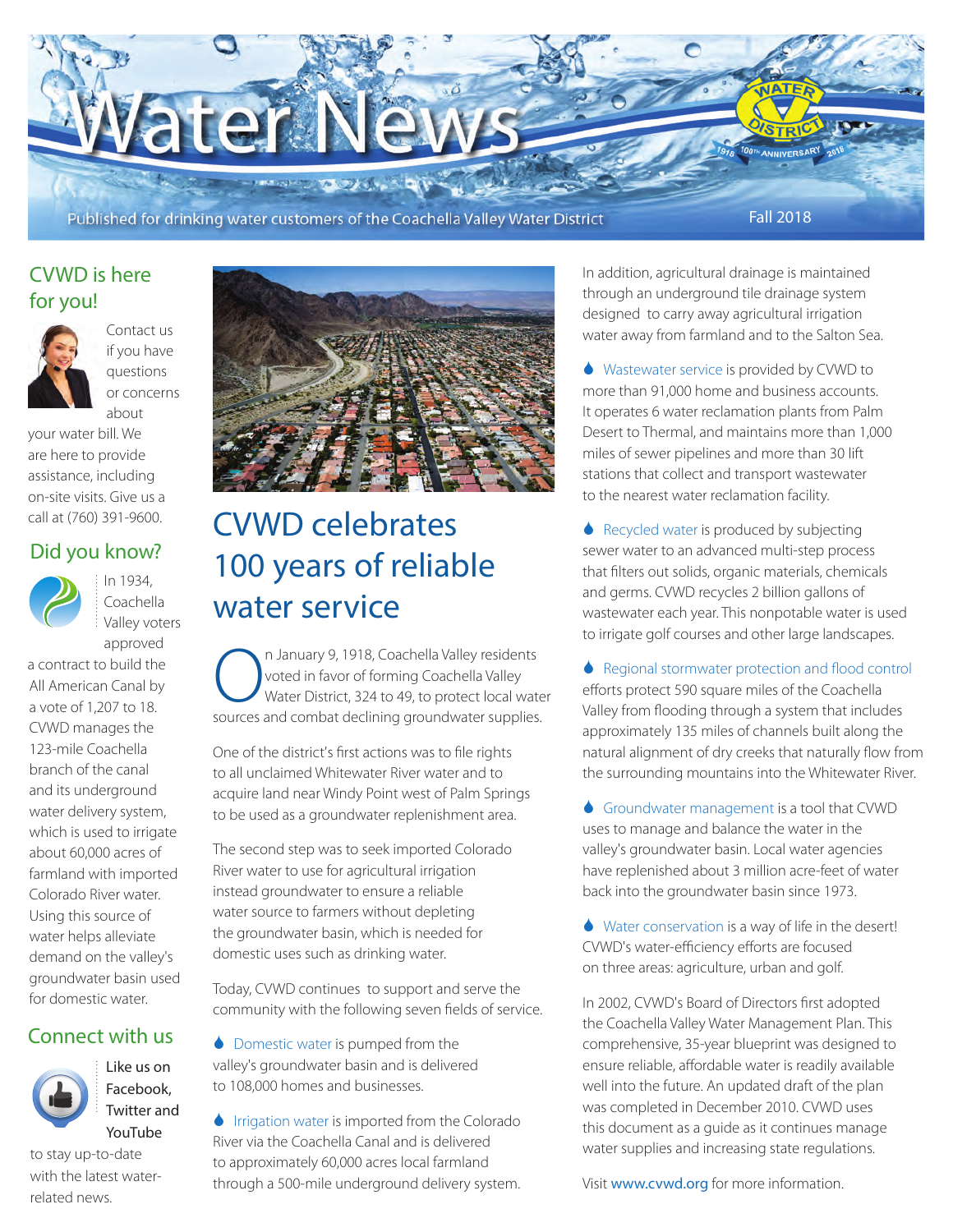# Water News

Published for drinking water customers of the Coachella Valley Water District

Fall 2018

## CVWD is here for you!

Contact us if you have questions or concerns about your water bill. We are here to provide assistance, including on-site visits. Give us a call at (760) 391-9600.

## Did you know?

In 1934, Coachella Valley voters approved a contract to build the All American Canal by a vote of 1,207 to 18. CVWD manages the 123-mile Coachella branch of the canal and its underground water delivery system, which is used to irrigate about 60,000 acres of farmland with imported Colorado River water. Using this source of water helps alleviate demand on the valley's groundwater basin used for domestic water.

## Connect with us

Like us on Facebook, Twitter and YouTube to stay up-to-date with the latest water-related news.

# CVWD celebrates 100 years of reliable water service

On January 9, 1918, Coachella Valley residents voted in favor of forming Coachella Valley Water District, 324 to 49, to protect local water sources and combat declining groundwater supplies.

One of the district's first actions was to file rights to all unclaimed Whitewater River water and to acquire land near Windy Point west of Palm Springs to be used as a groundwater replenishment area.

The second step was to seek imported Colorado River water to use for agricultural irrigation instead groundwater to ensure a reliable water source to farmers without depleting the groundwater basin, which is needed for domestic uses such as drinking water.

Today, CVWD continues to support and serve the community with the following seven fields of service.

- Domestic water is pumped from the valley's groundwater basin and is delivered to 108,000 homes and businesses.
- Irrigation water is imported from the Colorado River via the Coachella Canal and is delivered to approximately 60,000 acres local farmland through a 500-mile underground delivery system.

In addition, agricultural drainage is maintained through an underground tile drainage system designed to carry away agricultural irrigation water away from farmland and to the Salton Sea.

- Wastewater service is provided by CVWD to more than 91,000 home and business accounts. It operates 6 water reclamation plants from Palm Desert to Thermal, and maintains more than 1,000 miles of sewer pipelines and more than 30 lift stations that collect and transport wastewater to the nearest water reclamation facility.
- Recycled water is produced by subjecting sewer water to an advanced multi-step process that filters out solids, organic materials, chemicals and germs. CVWD recycles 2 billion gallons of wastewater each year. This nonpotable water is used to irrigate golf courses and other large landscapes.
- Regional stormwater protection and flood control efforts protect 590 square miles of the Coachella Valley from flooding through a system that includes approximately 135 miles of channels built along the natural alignment of dry creeks that naturally flow from the surrounding mountains into the Whitewater River.
- Groundwater management is a tool that CVWD uses to manage and balance the water in the valley's groundwater basin. Local water agencies have replenished about 3 million acre-feet of water back into the groundwater basin since 1973.
- Water conservation is a way of life in the desert! CVWD's water-efficiency efforts are focused on three areas: agriculture, urban and golf.

In 2002, CVWD's Board of Directors first adopted the Coachella Valley Water Management Plan. This comprehensive, 35-year blueprint was designed to ensure reliable, affordable water is readily available well into the future. An updated draft of the plan was completed in December 2010. CVWD uses this document as a guide as it continues manage water supplies and increasing state regulations.

Visit www.cvwd.org for more information.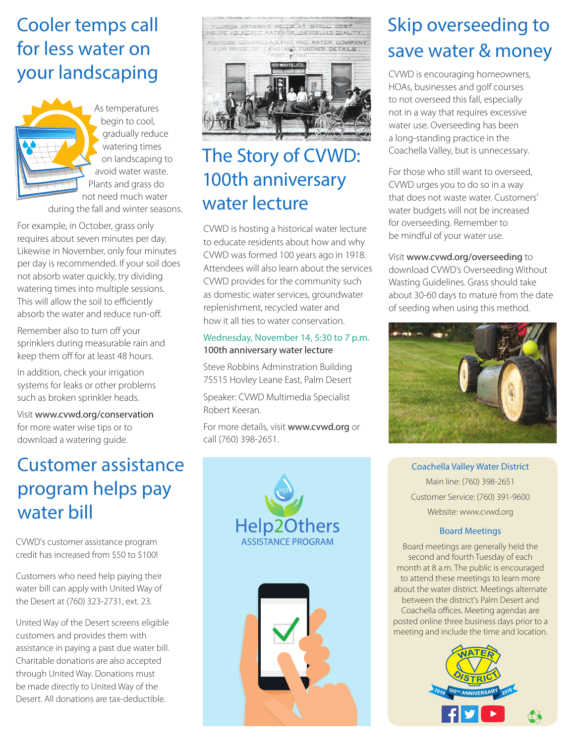# Cooler temps call for less water on your landscaping

As temperatures begin to cool, gradually reduce watering times on landscaping to avoid water waste. Plants and grass do not need much water during the fall and winter seasons.

For example, in October, grass only requires about seven minutes per day. Likewise in November, only four minutes per day is recommended. If your soil does not absorb water quickly, try dividing watering times into multiple sessions. This will allow the soil to efficiently absorb the water and reduce run-off.

Remember also to turn off your sprinklers during measurable rain and keep them off for at least 48 hours.

In addition, check your irrigation systems for leaks or other problems such as broken sprinkler heads.

Visit **www.cvwd.org/conservation** for more water wise tips or to download a watering guide.

# Customer assistance program helps pay water bill

CVWD's customer assistance program credit has increased from $50 to $100!

Customers who need help paying their water bill can apply with United Way of the Desert at (760) 323-2731, ext. 23.

United Way of the Desert screens eligible customers and provides them with assistance in paying a past due water bill. Charitable donations are also accepted through United Way. Donations must be made directly to United Way of the Desert. All donations are tax-deductible.

# The Story of CVWD: 100th anniversary water lecture

CVWD is hosting a historical water lecture to educate residents about how and why CVWD was formed 100 years ago in 1918. Attendees will also learn about the services CVWD provides for the community such as domestic water services, groundwater replenishment, recycled water and how it all ties to water conservation.

Wednesday, November 14, 5:30 to 7 p.m.
100th anniversary water lecture

Steve Robbins Adminstration Building
75515 Hovley Leane East, Palm Desert

Speaker: CVWD Multimedia Specialist Robert Keeran.

For more details, visit **www.cvwd.org** or call (760) 398-2651.

Help2Others
ASSISTANCE PROGRAM

# Skip overseeding to save water & money

CVWD is encouraging homeowners, HOAs, businesses and golf courses to not overseed this fall, especially not in a way that requires excessive water use. Overseeding has been a long-standing practice in the Coachella Valley, but is unnecessary.

For those who still want to overseed, CVWD urges you to do so in a way that does not waste water. Customers' water budgets will not be increased for overseeding. Remember to be mindful of your water use.

Visit **www.cvwd.org/overseeding** to download CVWD's Overseeding Without Wasting Guidelines. Grass should take about 30-60 days to mature from the date of seeding when using this method.

**Coachella Valley Water District**

Main line: (760) 398-2651

Customer Service: (760) 391-9600

Website: www.cvwd.org

**Board Meetings**

Board meetings are generally held the second and fourth Tuesday of each month at 8 a.m. The public is encouraged to attend these meetings to learn more about the water district. Meetings alternate between the district's Palm Desert and Coachella offices. Meeting agendas are posted online three business days prior to a meeting and include the time and location.